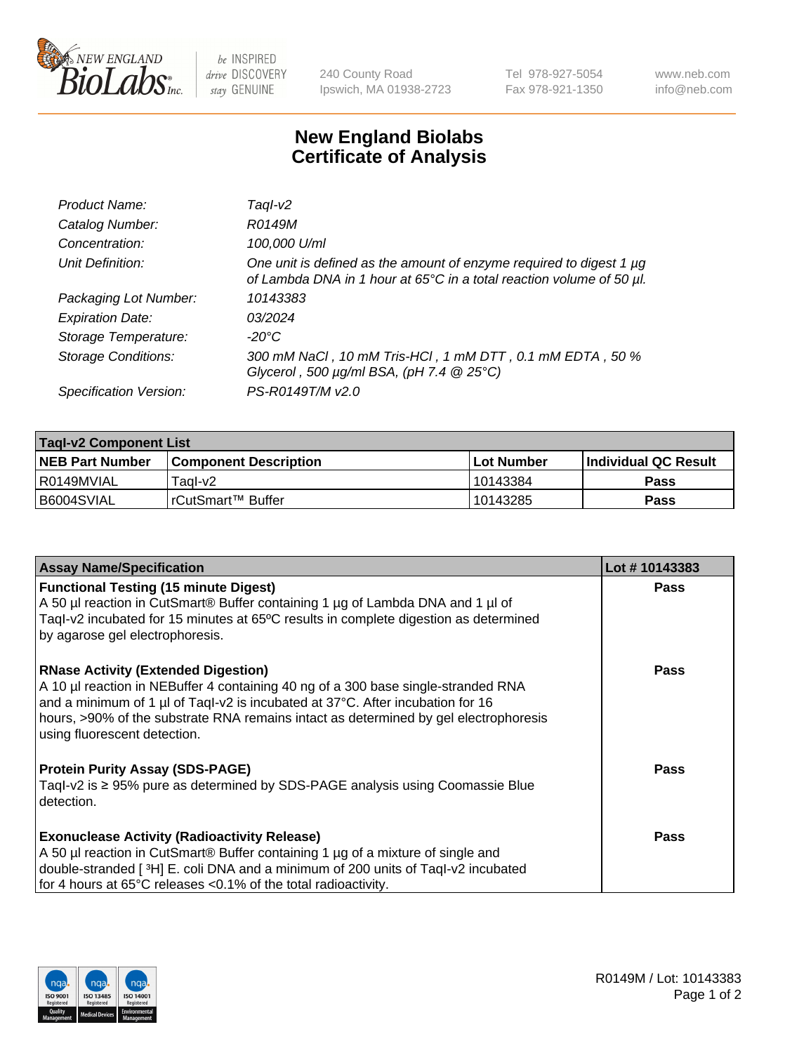240 County Road
Ipswich, MA 01938-2723

Tel 978-927-5054
Fax 978-921-1350

www.neb.com
info@neb.com

# New England Biolabs Certificate of Analysis

| | |
|---|---|
| *Product Name:* | *TaqI-v2* |
| *Catalog Number:* | *R0149M* |
| *Concentration:* | *100,000 U/ml* |
| *Unit Definition:* | *One unit is defined as the amount of enzyme required to digest 1 µg of Lambda DNA in 1 hour at 65°C in a total reaction volume of 50 µl.* |
| *Packaging Lot Number:* | *10143383* |
| *Expiration Date:* | *03/2024* |
| *Storage Temperature:* | *-20°C* |
| *Storage Conditions:* | *300 mM NaCl , 10 mM Tris-HCl , 1 mM DTT , 0.1 mM EDTA , 50 % Glycerol , 500 µg/ml BSA, (pH 7.4 @ 25°C)* |
| *Specification Version:* | *PS-R0149T/M v2.0* |

| **TaqI-v2 Component List** | | | |
|---|---|---|---|
| **NEB Part Number** | **Component Description** | **Lot Number** | **Individual QC Result** |
| R0149MVIAL | TaqI-v2 | 10143384 | **Pass** |
| B6004SVIAL | rCutSmart™ Buffer | 10143285 | **Pass** |

| **Assay Name/Specification** | **Lot # 10143383** |
|---|---|
| **Functional Testing (15 minute Digest)** A 50 µl reaction in CutSmart® Buffer containing 1 µg of Lambda DNA and 1 µl of TaqI-v2 incubated for 15 minutes at 65ºC results in complete digestion as determined by agarose gel electrophoresis. | **Pass** |
| **RNase Activity (Extended Digestion)** A 10 µl reaction in NEBuffer 4 containing 40 ng of a 300 base single-stranded RNA and a minimum of 1 µl of TaqI-v2 is incubated at 37°C. After incubation for 16 hours, >90% of the substrate RNA remains intact as determined by gel electrophoresis using fluorescent detection. | **Pass** |
| **Protein Purity Assay (SDS-PAGE)** TaqI-v2 is ≥ 95% pure as determined by SDS-PAGE analysis using Coomassie Blue detection. | **Pass** |
| **Exonuclease Activity (Radioactivity Release)** A 50 µl reaction in CutSmart® Buffer containing 1 µg of a mixture of single and double-stranded [ $^{3}$H] E. coli DNA and a minimum of 200 units of TaqI-v2 incubated for 4 hours at 65°C releases <0.1% of the total radioactivity. | **Pass** |

R0149M / Lot: 10143383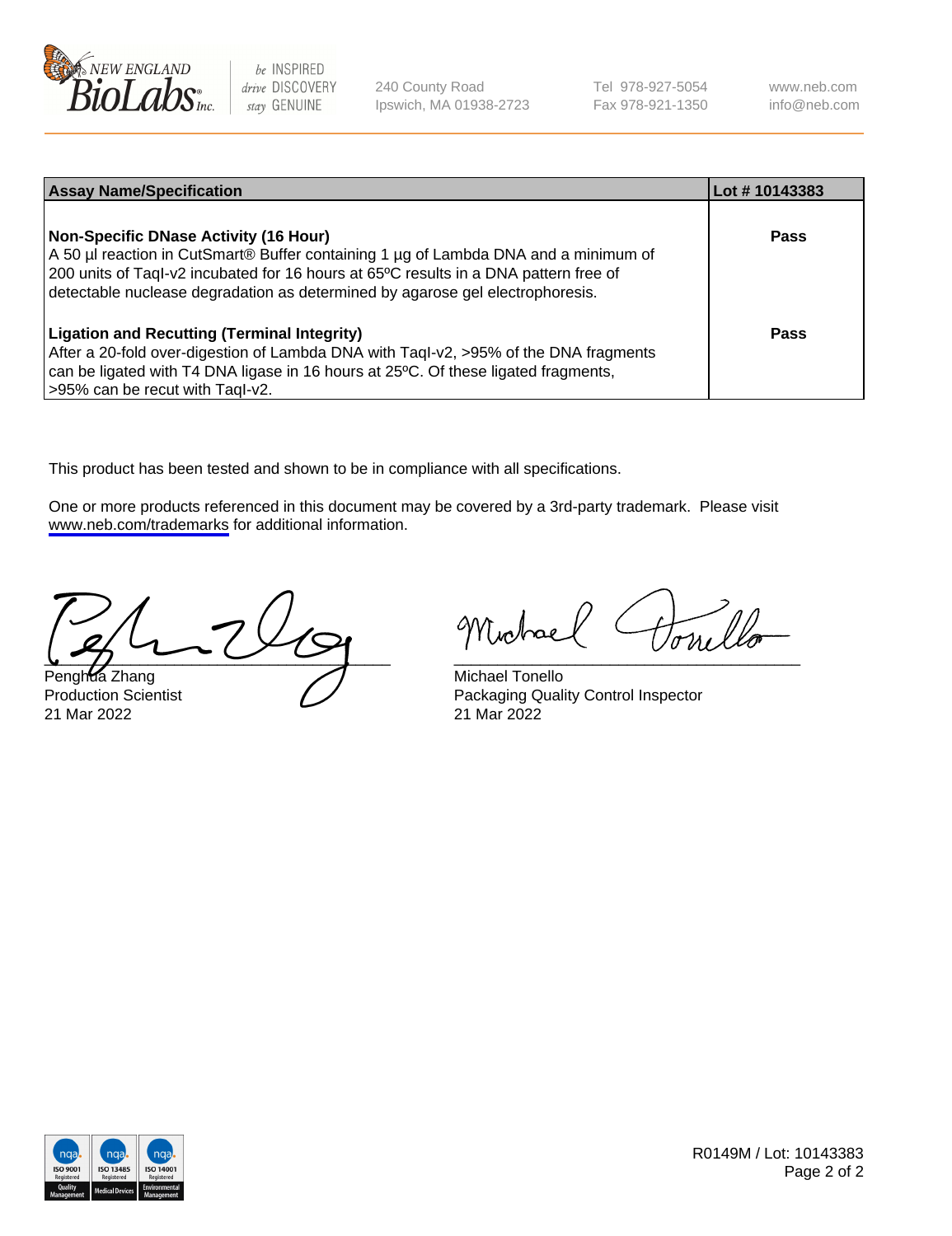| Assay Name/Specification | Lot # 10143383 |
|---|---|
| **Non-Specific DNase Activity (16 Hour)**<br>A 50 µl reaction in CutSmart® Buffer containing 1 µg of Lambda DNA and a minimum of 200 units of TaqI-v2 incubated for 16 hours at 65ºC results in a DNA pattern free of detectable nuclease degradation as determined by agarose gel electrophoresis. | **Pass** |
| **Ligation and Recutting (Terminal Integrity)**<br>After a 20-fold over-digestion of Lambda DNA with TaqI-v2, >95% of the DNA fragments can be ligated with T4 DNA ligase in 16 hours at 25ºC. Of these ligated fragments, >95% can be recut with TaqI-v2. | **Pass** |

This product has been tested and shown to be in compliance with all specifications.

One or more products referenced in this document may be covered by a 3rd-party trademark. Please visit www.neb.com/trademarks for additional information.

Penghua Zhang
Production Scientist
21 Mar 2022

Michael Tonello
Packaging Quality Control Inspector
21 Mar 2022

R0149M / Lot: 10143383